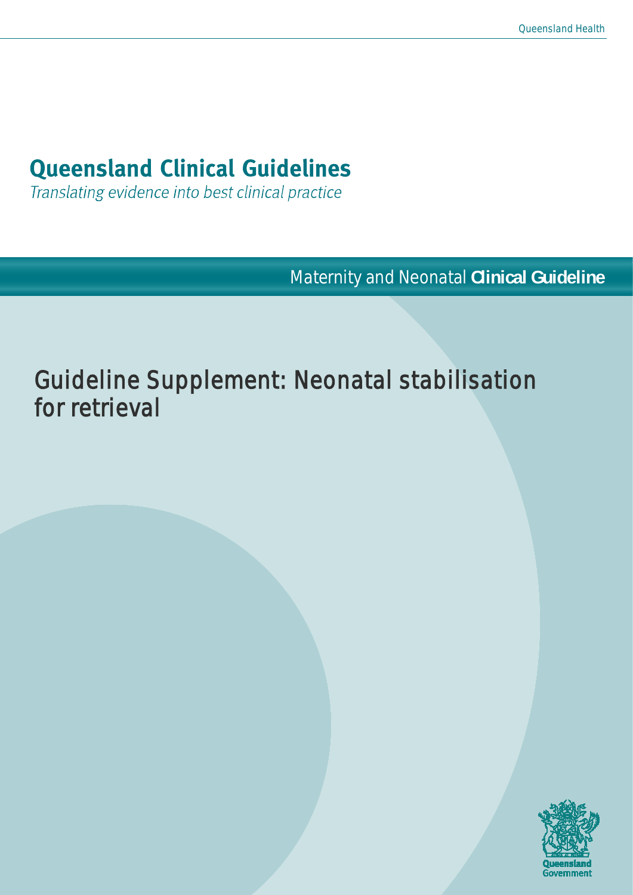Queensland Health

# Queensland Clinical Guidelines

*Translating evidence into best clinical practice*

Maternity and Neonatal **Clinical Guideline**

# Guideline Supplement: Neonatal stabilisation for retrieval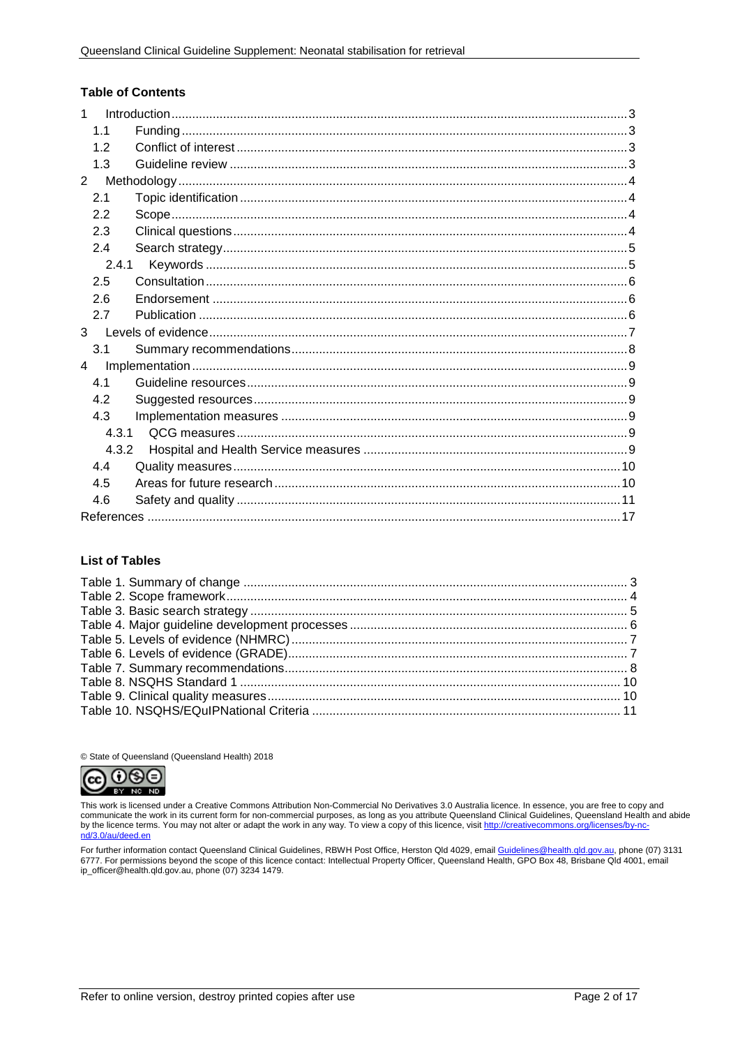## Table of Contents

1 Introduction ....................................................................................................................................3
  1.1 Funding ................................................................................................................................3
  1.2 Conflict of interest ................................................................................................................3
  1.3 Guideline review ..................................................................................................................3
2 Methodology ...................................................................................................................................4
  2.1 Topic identification ...............................................................................................................4
  2.2 Scope ...................................................................................................................................4
  2.3 Clinical questions .................................................................................................................4
  2.4 Search strategy ....................................................................................................................5
    2.4.1 Keywords .......................................................................................................................5
  2.5 Consultation .........................................................................................................................6
  2.6 Endorsement ........................................................................................................................6
  2.7 Publication ...........................................................................................................................6
3 Levels of evidence .........................................................................................................................7
  3.1 Summary recommendations .................................................................................................8
4 Implementation ...............................................................................................................................9
  4.1 Guideline resources .............................................................................................................9
  4.2 Suggested resources ...........................................................................................................9
  4.3 Implementation measures ....................................................................................................9
    4.3.1 QCG measures ...............................................................................................................9
    4.3.2 Hospital and Health Service measures ...........................................................................9
  4.4 Quality measures ................................................................................................................10
  4.5 Areas for future research ....................................................................................................10
  4.6 Safety and quality ...............................................................................................................11
References .......................................................................................................................................17

## List of Tables

Table 1. Summary of change ............................................................................................... 3
Table 2. Scope framework .................................................................................................... 4
Table 3. Basic search strategy ............................................................................................. 5
Table 4. Major guideline development processes ................................................................ 6
Table 5. Levels of evidence (NHMRC) ................................................................................. 7
Table 6. Levels of evidence (GRADE) .................................................................................. 7
Table 7. Summary recommendations ................................................................................... 8
Table 8. NSQHS Standard 1 ............................................................................................... 10
Table 9. Clinical quality measures ...................................................................................... 10
Table 10. NSQHS/EQuIPNational Criteria .......................................................................... 11

© State of Queensland (Queensland Health) 2018

This work is licensed under a Creative Commons Attribution Non-Commercial No Derivatives 3.0 Australia licence. In essence, you are free to copy and communicate the work in its current form for non-commercial purposes, as long as you attribute Queensland Clinical Guidelines, Queensland Health and abide by the licence terms. You may not alter or adapt the work in any way. To view a copy of this licence, visit http://creativecommons.org/licenses/by-nc-nd/3.0/au/deed.en

For further information contact Queensland Clinical Guidelines, RBWH Post Office, Herston Qld 4029, email Guidelines@health.qld.gov.au, phone (07) 3131 6777. For permissions beyond the scope of this licence contact: Intellectual Property Officer, Queensland Health, GPO Box 48, Brisbane Qld 4001, email ip_officer@health.qld.gov.au, phone (07) 3234 1479.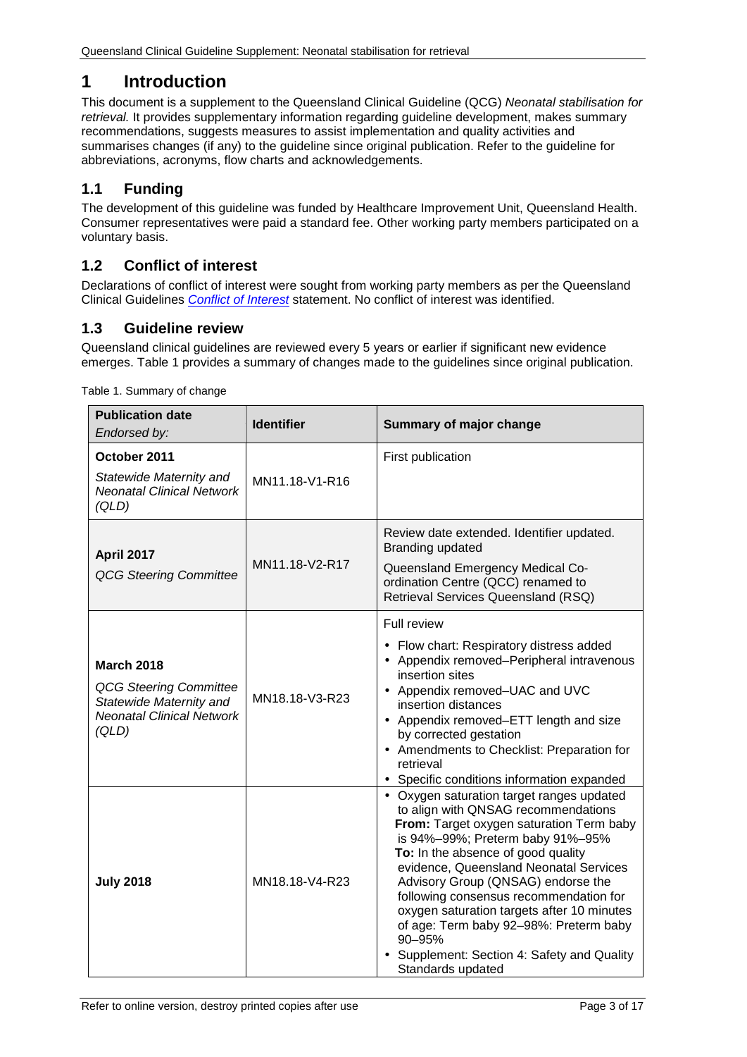# 1 Introduction

This document is a supplement to the Queensland Clinical Guideline (QCG) *Neonatal stabilisation for retrieval.* It provides supplementary information regarding guideline development, makes summary recommendations, suggests measures to assist implementation and quality activities and summarises changes (if any) to the guideline since original publication. Refer to the guideline for abbreviations, acronyms, flow charts and acknowledgements.

## 1.1 Funding

The development of this guideline was funded by Healthcare Improvement Unit, Queensland Health. Consumer representatives were paid a standard fee. Other working party members participated on a voluntary basis.

## 1.2 Conflict of interest

Declarations of conflict of interest were sought from working party members as per the Queensland Clinical Guidelines *Conflict of Interest* statement. No conflict of interest was identified.

## 1.3 Guideline review

Queensland clinical guidelines are reviewed every 5 years or earlier if significant new evidence emerges. Table 1 provides a summary of changes made to the guidelines since original publication.

Table 1. Summary of change

| **Publication date** *Endorsed by:* | **Identifier** | **Summary of major change** |
|---|---|---|
| **October 2011** *Statewide Maternity and Neonatal Clinical Network (QLD)* | MN11.18-V1-R16 | First publication |
| **April 2017** *QCG Steering Committee* | MN11.18-V2-R17 | Review date extended. Identifier updated. Branding updated<br>Queensland Emergency Medical Co-ordination Centre (QCC) renamed to Retrieval Services Queensland (RSQ) |
| **March 2018** *QCG Steering Committee Statewide Maternity and Neonatal Clinical Network (QLD)* | MN18.18-V3-R23 | Full review<br>• Flow chart: Respiratory distress added<br>• Appendix removed–Peripheral intravenous insertion sites<br>• Appendix removed–UAC and UVC insertion distances<br>• Appendix removed–ETT length and size by corrected gestation<br>• Amendments to Checklist: Preparation for retrieval<br>• Specific conditions information expanded |
| **July 2018** | MN18.18-V4-R23 | • Oxygen saturation target ranges updated to align with QNSAG recommendations **From:** Target oxygen saturation Term baby is 94%–99%; Preterm baby 91%–95% **To:** In the absence of good quality evidence, Queensland Neonatal Services Advisory Group (QNSAG) endorse the following consensus recommendation for oxygen saturation targets after 10 minutes of age: Term baby 92–98%: Preterm baby 90–95%<br>• Supplement: Section 4: Safety and Quality Standards updated |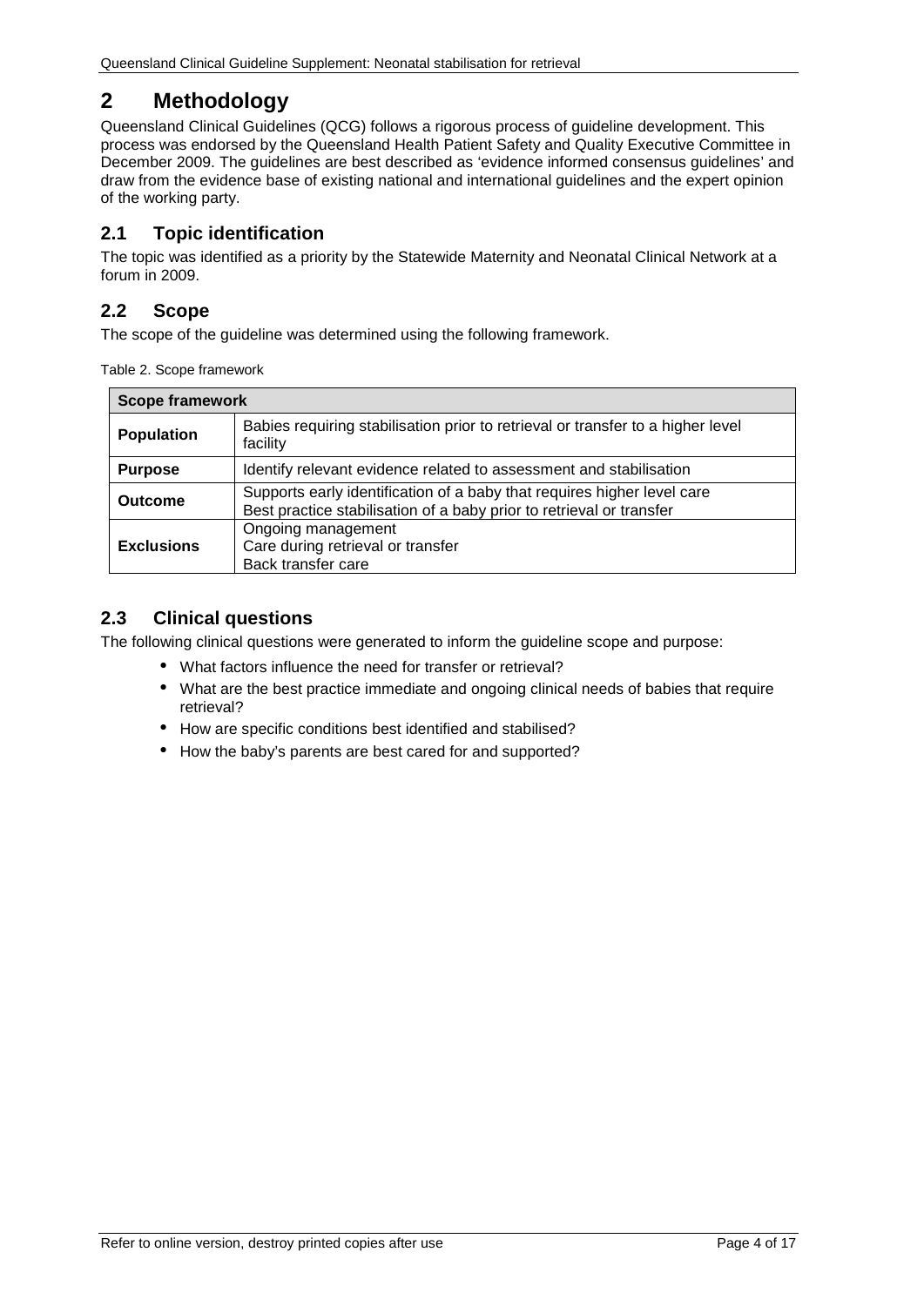# 2 Methodology

Queensland Clinical Guidelines (QCG) follows a rigorous process of guideline development. This process was endorsed by the Queensland Health Patient Safety and Quality Executive Committee in December 2009. The guidelines are best described as 'evidence informed consensus guidelines' and draw from the evidence base of existing national and international guidelines and the expert opinion of the working party.

## 2.1 Topic identification

The topic was identified as a priority by the Statewide Maternity and Neonatal Clinical Network at a forum in 2009.

## 2.2 Scope

The scope of the guideline was determined using the following framework.

Table 2. Scope framework

| Scope framework | |
|---|---|
| **Population** | Babies requiring stabilisation prior to retrieval or transfer to a higher level facility |
| **Purpose** | Identify relevant evidence related to assessment and stabilisation |
| **Outcome** | Supports early identification of a baby that requires higher level care<br>Best practice stabilisation of a baby prior to retrieval or transfer |
| **Exclusions** | Ongoing management<br>Care during retrieval or transfer<br>Back transfer care |

## 2.3 Clinical questions

The following clinical questions were generated to inform the guideline scope and purpose:

- What factors influence the need for transfer or retrieval?
- What are the best practice immediate and ongoing clinical needs of babies that require retrieval?
- How are specific conditions best identified and stabilised?
- How the baby's parents are best cared for and supported?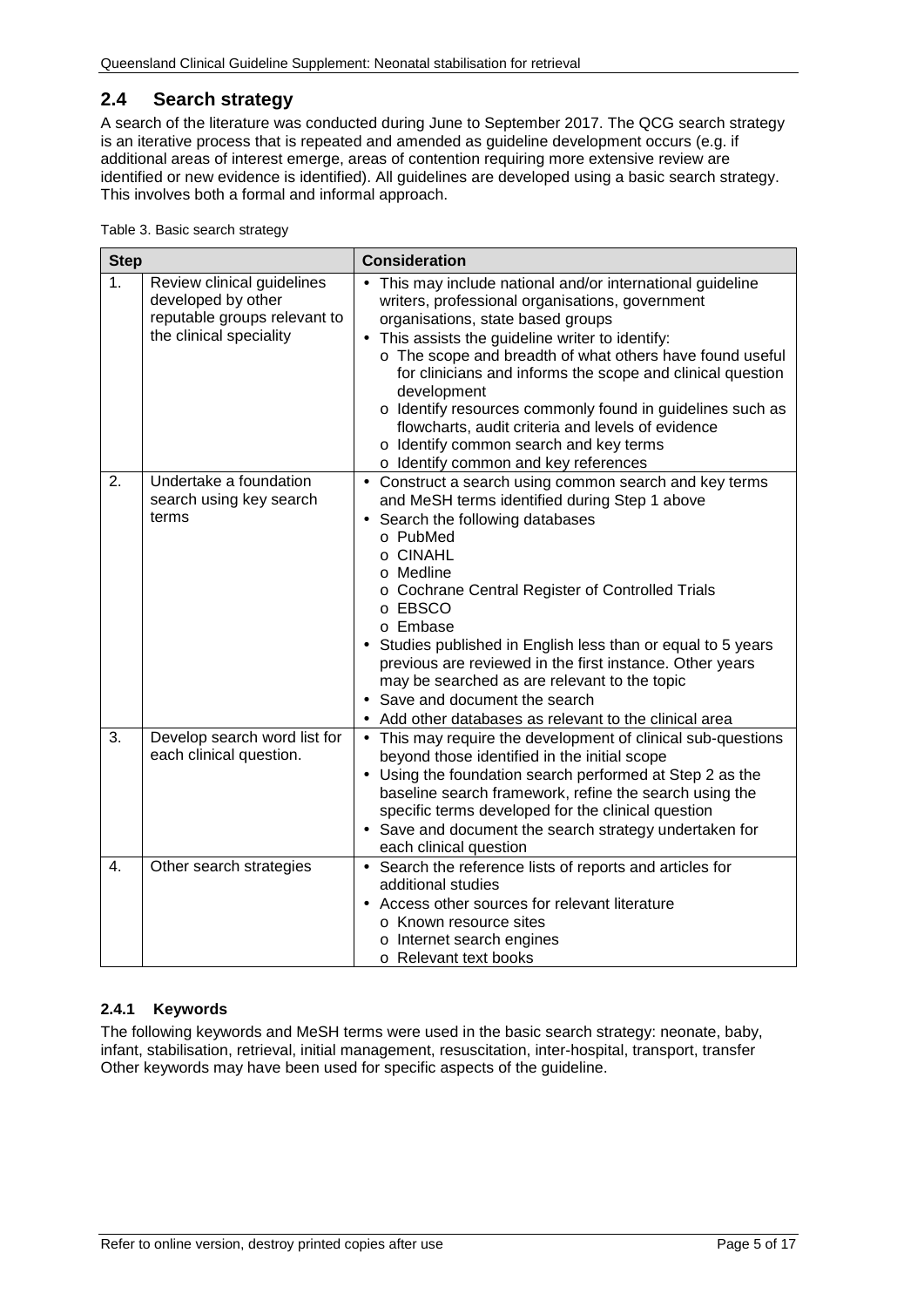## 2.4 Search strategy

A search of the literature was conducted during June to September 2017. The QCG search strategy is an iterative process that is repeated and amended as guideline development occurs (e.g. if additional areas of interest emerge, areas of contention requiring more extensive review are identified or new evidence is identified). All guidelines are developed using a basic search strategy. This involves both a formal and informal approach.

Table 3. Basic search strategy

| Step | | Consideration |
|---|---|---|
| 1. | Review clinical guidelines developed by other reputable groups relevant to the clinical speciality | • This may include national and/or international guideline writers, professional organisations, government organisations, state based groups<br>• This assists the guideline writer to identify:<br>o The scope and breadth of what others have found useful for clinicians and informs the scope and clinical question development<br>o Identify resources commonly found in guidelines such as flowcharts, audit criteria and levels of evidence<br>o Identify common search and key terms<br>o Identify common and key references |
| 2. | Undertake a foundation search using key search terms | • Construct a search using common search and key terms and MeSH terms identified during Step 1 above<br>• Search the following databases<br>o PubMed<br>o CINAHL<br>o Medline<br>o Cochrane Central Register of Controlled Trials<br>o EBSCO<br>o Embase<br>• Studies published in English less than or equal to 5 years previous are reviewed in the first instance. Other years may be searched as are relevant to the topic<br>• Save and document the search<br>• Add other databases as relevant to the clinical area |
| 3. | Develop search word list for each clinical question. | • This may require the development of clinical sub-questions beyond those identified in the initial scope<br>• Using the foundation search performed at Step 2 as the baseline search framework, refine the search using the specific terms developed for the clinical question<br>• Save and document the search strategy undertaken for each clinical question |
| 4. | Other search strategies | • Search the reference lists of reports and articles for additional studies<br>• Access other sources for relevant literature<br>o Known resource sites<br>o Internet search engines<br>o Relevant text books |

### 2.4.1 Keywords

The following keywords and MeSH terms were used in the basic search strategy: neonate, baby, infant, stabilisation, retrieval, initial management, resuscitation, inter-hospital, transport, transfer Other keywords may have been used for specific aspects of the guideline.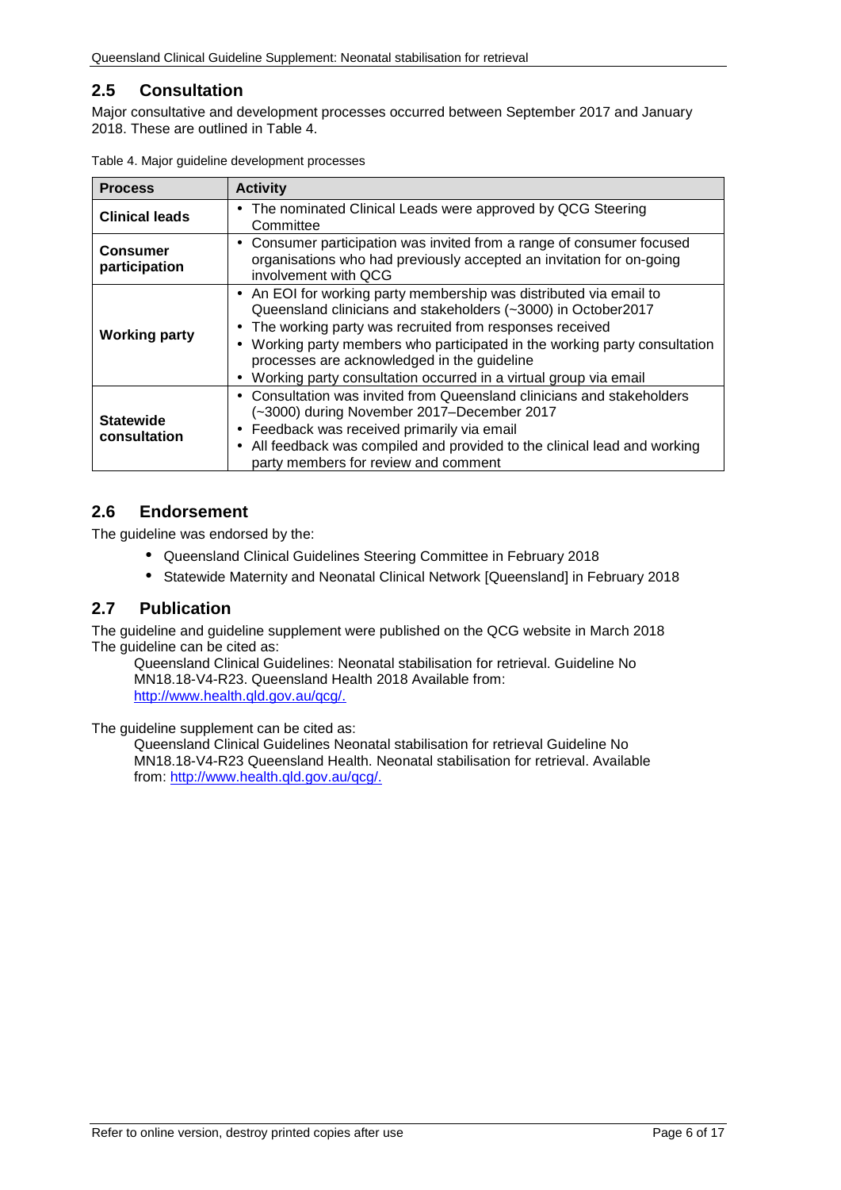## 2.5 Consultation

Major consultative and development processes occurred between September 2017 and January 2018. These are outlined in Table 4.

Table 4. Major guideline development processes

| Process | Activity |
|---|---|
| **Clinical leads** | • The nominated Clinical Leads were approved by QCG Steering Committee |
| **Consumer participation** | • Consumer participation was invited from a range of consumer focused organisations who had previously accepted an invitation for on-going involvement with QCG |
| **Working party** | • An EOI for working party membership was distributed via email to Queensland clinicians and stakeholders (~3000) in October2017<br>• The working party was recruited from responses received<br>• Working party members who participated in the working party consultation processes are acknowledged in the guideline<br>• Working party consultation occurred in a virtual group via email |
| **Statewide consultation** | • Consultation was invited from Queensland clinicians and stakeholders (~3000) during November 2017–December 2017<br>• Feedback was received primarily via email<br>• All feedback was compiled and provided to the clinical lead and working party members for review and comment |

## 2.6 Endorsement

The guideline was endorsed by the:

- Queensland Clinical Guidelines Steering Committee in February 2018
- Statewide Maternity and Neonatal Clinical Network [Queensland] in February 2018

## 2.7 Publication

The guideline and guideline supplement were published on the QCG website in March 2018
The guideline can be cited as:

> Queensland Clinical Guidelines: Neonatal stabilisation for retrieval. Guideline No MN18.18-V4-R23. Queensland Health 2018 Available from: http://www.health.qld.gov.au/qcg/.

The guideline supplement can be cited as:

> Queensland Clinical Guidelines Neonatal stabilisation for retrieval Guideline No MN18.18-V4-R23 Queensland Health. Neonatal stabilisation for retrieval. Available from: http://www.health.qld.gov.au/qcg/.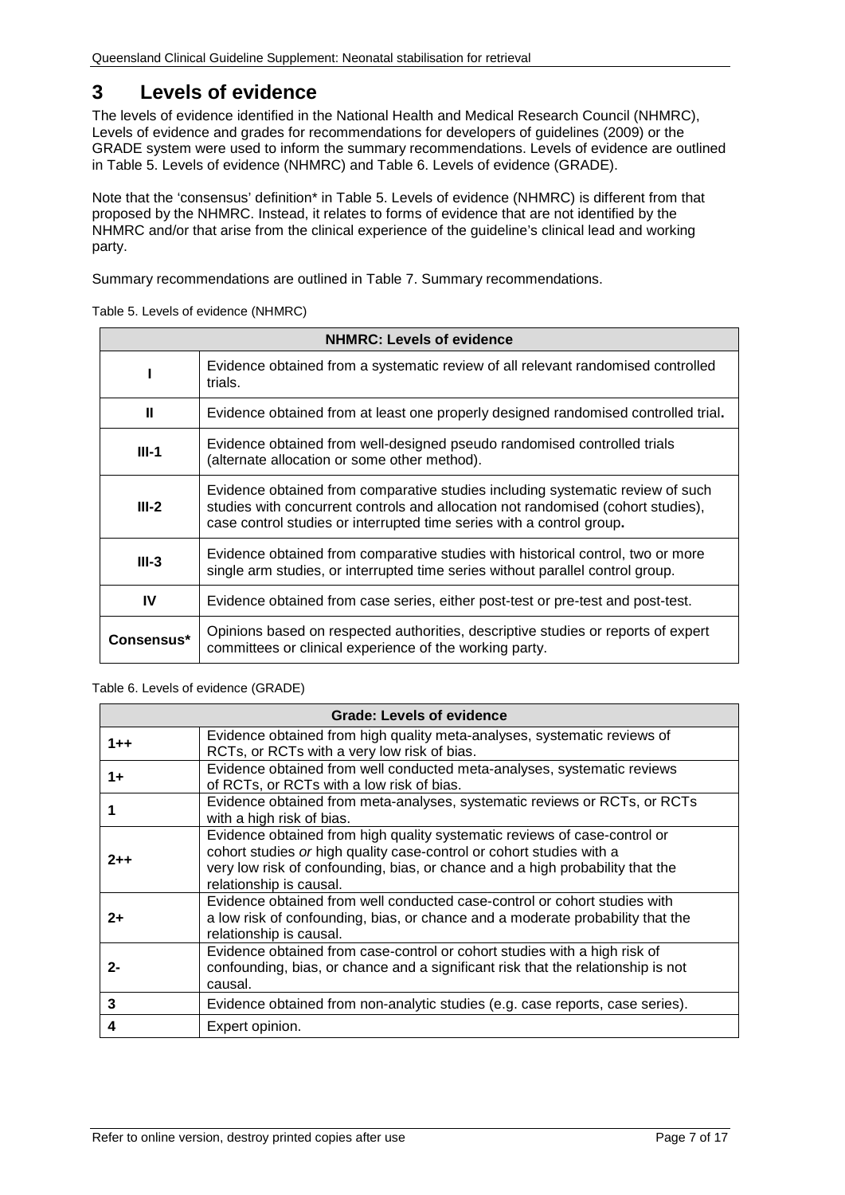# 3 Levels of evidence

The levels of evidence identified in the National Health and Medical Research Council (NHMRC), Levels of evidence and grades for recommendations for developers of guidelines (2009) or the GRADE system were used to inform the summary recommendations. Levels of evidence are outlined in Table 5. Levels of evidence (NHMRC) and Table 6. Levels of evidence (GRADE).

Note that the 'consensus' definition* in Table 5. Levels of evidence (NHMRC) is different from that proposed by the NHMRC. Instead, it relates to forms of evidence that are not identified by the NHMRC and/or that arise from the clinical experience of the guideline's clinical lead and working party.

Summary recommendations are outlined in Table 7. Summary recommendations.

Table 5. Levels of evidence (NHMRC)

| NHMRC: Levels of evidence | |
|---|---|
| **I** | Evidence obtained from a systematic review of all relevant randomised controlled trials. |
| **II** | Evidence obtained from at least one properly designed randomised controlled trial**.** |
| **III-1** | Evidence obtained from well-designed pseudo randomised controlled trials (alternate allocation or some other method). |
| **III-2** | Evidence obtained from comparative studies including systematic review of such studies with concurrent controls and allocation not randomised (cohort studies), case control studies or interrupted time series with a control group**.** |
| **III-3** | Evidence obtained from comparative studies with historical control, two or more single arm studies, or interrupted time series without parallel control group. |
| **IV** | Evidence obtained from case series, either post-test or pre-test and post-test. |
| **Consensus*** | Opinions based on respected authorities, descriptive studies or reports of expert committees or clinical experience of the working party. |

Table 6. Levels of evidence (GRADE)

| Grade: Levels of evidence | |
|---|---|
| **1++** | Evidence obtained from high quality meta-analyses, systematic reviews of RCTs, or RCTs with a very low risk of bias. |
| **1+** | Evidence obtained from well conducted meta-analyses, systematic reviews of RCTs, or RCTs with a low risk of bias. |
| **1** | Evidence obtained from meta-analyses, systematic reviews or RCTs, or RCTs with a high risk of bias. |
| **2++** | Evidence obtained from high quality systematic reviews of case-control or cohort studies *or* high quality case-control or cohort studies with a very low risk of confounding, bias, or chance and a high probability that the relationship is causal. |
| **2+** | Evidence obtained from well conducted case-control or cohort studies with a low risk of confounding, bias, or chance and a moderate probability that the relationship is causal. |
| **2-** | Evidence obtained from case-control or cohort studies with a high risk of confounding, bias, or chance and a significant risk that the relationship is not causal. |
| **3** | Evidence obtained from non-analytic studies (e.g. case reports, case series). |
| **4** | Expert opinion. |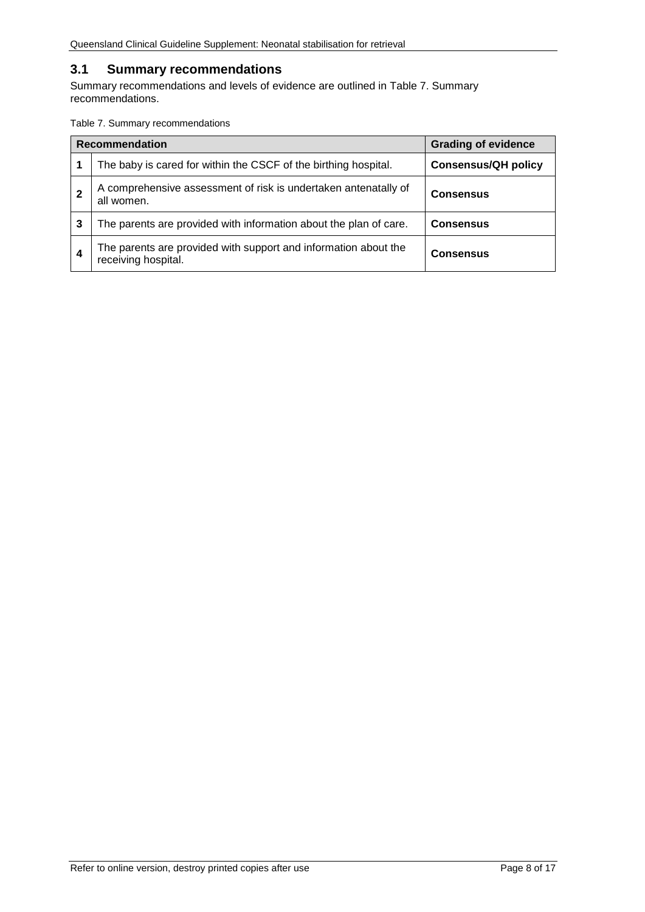## 3.1 Summary recommendations

Summary recommendations and levels of evidence are outlined in Table 7. Summary recommendations.

Table 7. Summary recommendations

| Recommendation | | Grading of evidence |
|---|---|---|
| 1 | The baby is cared for within the CSCF of the birthing hospital. | **Consensus/QH policy** |
| 2 | A comprehensive assessment of risk is undertaken antenatally of all women. | **Consensus** |
| 3 | The parents are provided with information about the plan of care. | **Consensus** |
| 4 | The parents are provided with support and information about the receiving hospital. | **Consensus** |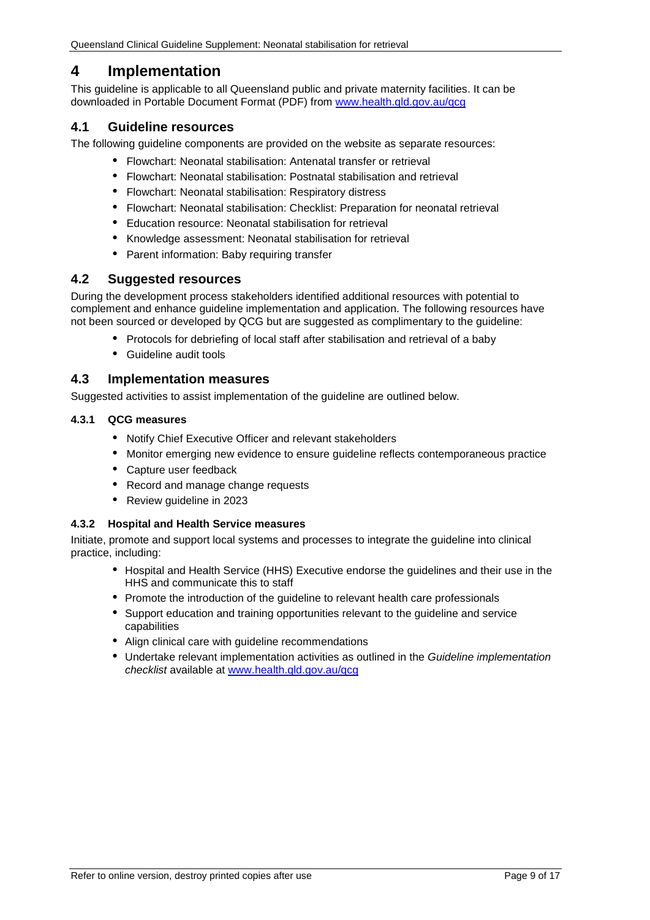# 4 Implementation

This guideline is applicable to all Queensland public and private maternity facilities. It can be downloaded in Portable Document Format (PDF) from [www.health.qld.gov.au/qcg](http://www.health.qld.gov.au/qcg)

## 4.1 Guideline resources

The following guideline components are provided on the website as separate resources:

- Flowchart: Neonatal stabilisation: Antenatal transfer or retrieval
- Flowchart: Neonatal stabilisation: Postnatal stabilisation and retrieval
- Flowchart: Neonatal stabilisation: Respiratory distress
- Flowchart: Neonatal stabilisation: Checklist: Preparation for neonatal retrieval
- Education resource: Neonatal stabilisation for retrieval
- Knowledge assessment: Neonatal stabilisation for retrieval
- Parent information: Baby requiring transfer

## 4.2 Suggested resources

During the development process stakeholders identified additional resources with potential to complement and enhance guideline implementation and application. The following resources have not been sourced or developed by QCG but are suggested as complimentary to the guideline:

- Protocols for debriefing of local staff after stabilisation and retrieval of a baby
- Guideline audit tools

## 4.3 Implementation measures

Suggested activities to assist implementation of the guideline are outlined below.

### 4.3.1 QCG measures

- Notify Chief Executive Officer and relevant stakeholders
- Monitor emerging new evidence to ensure guideline reflects contemporaneous practice
- Capture user feedback
- Record and manage change requests
- Review guideline in 2023

### 4.3.2 Hospital and Health Service measures

Initiate, promote and support local systems and processes to integrate the guideline into clinical practice, including:

- Hospital and Health Service (HHS) Executive endorse the guidelines and their use in the HHS and communicate this to staff
- Promote the introduction of the guideline to relevant health care professionals
- Support education and training opportunities relevant to the guideline and service capabilities
- Align clinical care with guideline recommendations
- Undertake relevant implementation activities as outlined in the *Guideline implementation checklist* available at [www.health.qld.gov.au/qcg](http://www.health.qld.gov.au/qcg)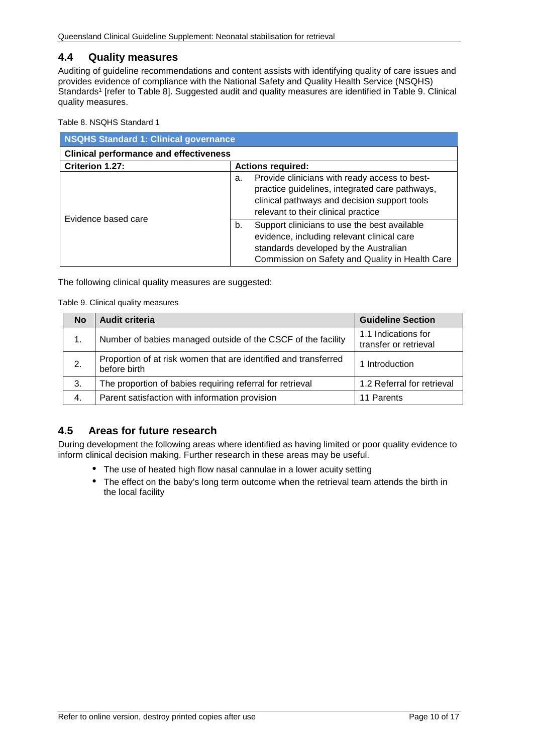## 4.4 Quality measures

Auditing of guideline recommendations and content assists with identifying quality of care issues and provides evidence of compliance with the National Safety and Quality Health Service (NSQHS) Standards[1] [refer to Table 8]. Suggested audit and quality measures are identified in Table 9. Clinical quality measures.

Table 8. NSQHS Standard 1

| **NSQHS Standard 1: Clinical governance** | | |
|---|---|---|
| **Clinical performance and effectiveness** | | |
| **Criterion 1.27:** | **Actions required:** | |
| Evidence based care | a. | Provide clinicians with ready access to best-practice guidelines, integrated care pathways, clinical pathways and decision support tools relevant to their clinical practice |
| | b. | Support clinicians to use the best available evidence, including relevant clinical care standards developed by the Australian Commission on Safety and Quality in Health Care |

The following clinical quality measures are suggested:

Table 9. Clinical quality measures

| No | Audit criteria | Guideline Section |
|---|---|---|
| 1. | Number of babies managed outside of the CSCF of the facility | 1.1 Indications for transfer or retrieval |
| 2. | Proportion of at risk women that are identified and transferred before birth | 1 Introduction |
| 3. | The proportion of babies requiring referral for retrieval | 1.2 Referral for retrieval |
| 4. | Parent satisfaction with information provision | 11 Parents |

## 4.5 Areas for future research

During development the following areas where identified as having limited or poor quality evidence to inform clinical decision making. Further research in these areas may be useful.

- The use of heated high flow nasal cannulae in a lower acuity setting
- The effect on the baby's long term outcome when the retrieval team attends the birth in the local facility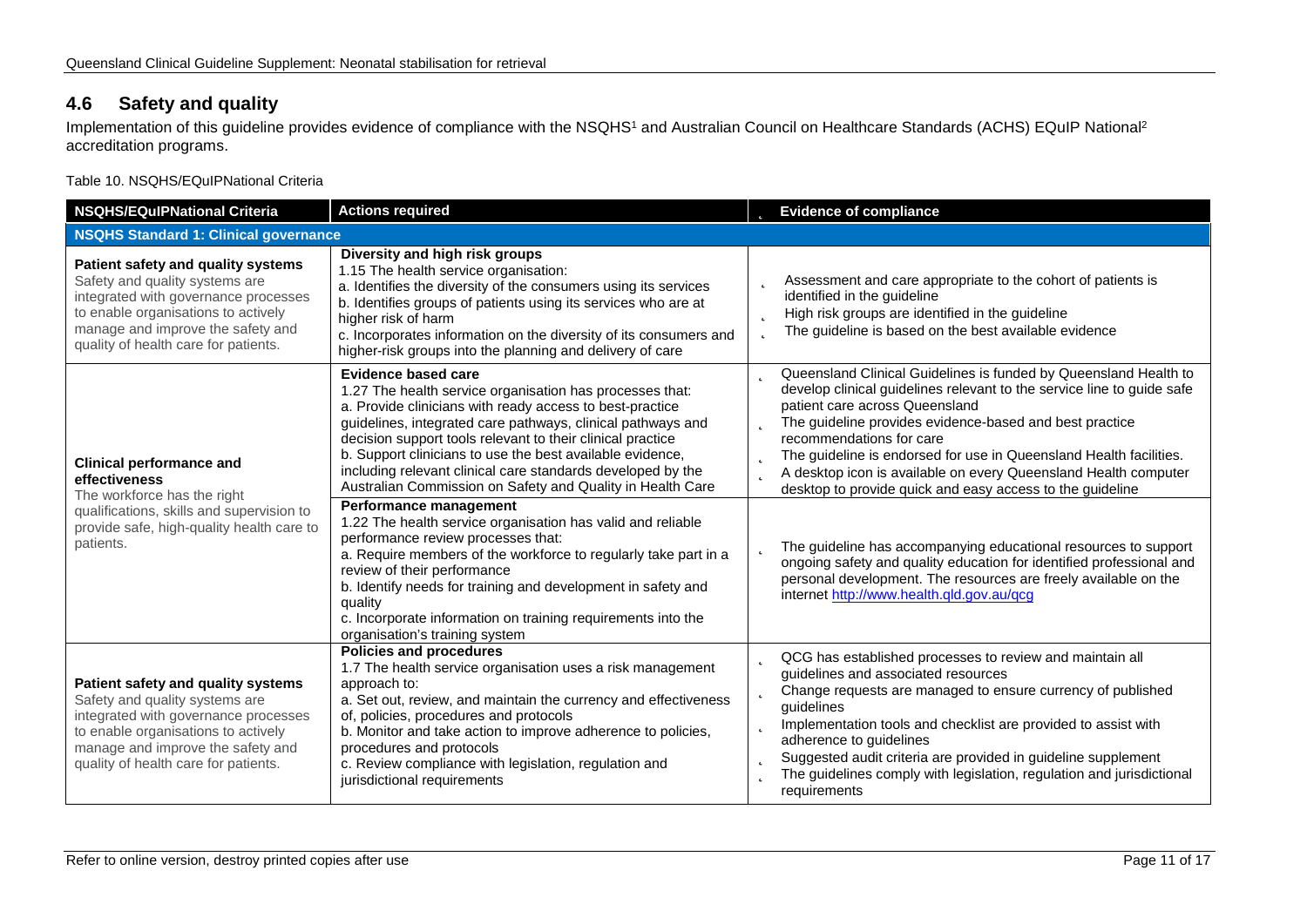## 4.6 Safety and quality

Implementation of this guideline provides evidence of compliance with the NSQHS[1] and Australian Council on Healthcare Standards (ACHS) EQuIP National[2] accreditation programs.

Table 10. NSQHS/EQuIPNational Criteria

| NSQHS/EQuIPNational Criteria | Actions required | Evidence of compliance |
|---|---|---|
| **NSQHS Standard 1: Clinical governance** | | |
| **Patient safety and quality systems**<br>Safety and quality systems are integrated with governance processes to enable organisations to actively manage and improve the safety and quality of health care for patients. | **Diversity and high risk groups**<br>1.15 The health service organisation:<br>a. Identifies the diversity of the consumers using its services<br>b. Identifies groups of patients using its services who are at higher risk of harm<br>c. Incorporates information on the diversity of its consumers and higher-risk groups into the planning and delivery of care | - Assessment and care appropriate to the cohort of patients is identified in the guideline<br>- High risk groups are identified in the guideline<br>- The guideline is based on the best available evidence |
| **Clinical performance and effectiveness**<br>The workforce has the right qualifications, skills and supervision to provide safe, high-quality health care to patients. | **Evidence based care**<br>1.27 The health service organisation has processes that:<br>a. Provide clinicians with ready access to best-practice guidelines, integrated care pathways, clinical pathways and decision support tools relevant to their clinical practice<br>b. Support clinicians to use the best available evidence, including relevant clinical care standards developed by the Australian Commission on Safety and Quality in Health Care | - Queensland Clinical Guidelines is funded by Queensland Health to develop clinical guidelines relevant to the service line to guide safe patient care across Queensland<br>- The guideline provides evidence-based and best practice recommendations for care<br>- The guideline is endorsed for use in Queensland Health facilities.<br>- A desktop icon is available on every Queensland Health computer desktop to provide quick and easy access to the guideline |
| | **Performance management**<br>1.22 The health service organisation has valid and reliable performance review processes that:<br>a. Require members of the workforce to regularly take part in a review of their performance<br>b. Identify needs for training and development in safety and quality<br>c. Incorporate information on training requirements into the organisation's training system | - The guideline has accompanying educational resources to support ongoing safety and quality education for identified professional and personal development. The resources are freely available on the internet http://www.health.qld.gov.au/qcg |
| **Patient safety and quality systems**<br>Safety and quality systems are integrated with governance processes to enable organisations to actively manage and improve the safety and quality of health care for patients. | **Policies and procedures**<br>1.7 The health service organisation uses a risk management approach to:<br>a. Set out, review, and maintain the currency and effectiveness of, policies, procedures and protocols<br>b. Monitor and take action to improve adherence to policies, procedures and protocols<br>c. Review compliance with legislation, regulation and jurisdictional requirements | - QCG has established processes to review and maintain all guidelines and associated resources<br>- Change requests are managed to ensure currency of published guidelines<br>- Implementation tools and checklist are provided to assist with adherence to guidelines<br>- Suggested audit criteria are provided in guideline supplement<br>- The guidelines comply with legislation, regulation and jurisdictional requirements |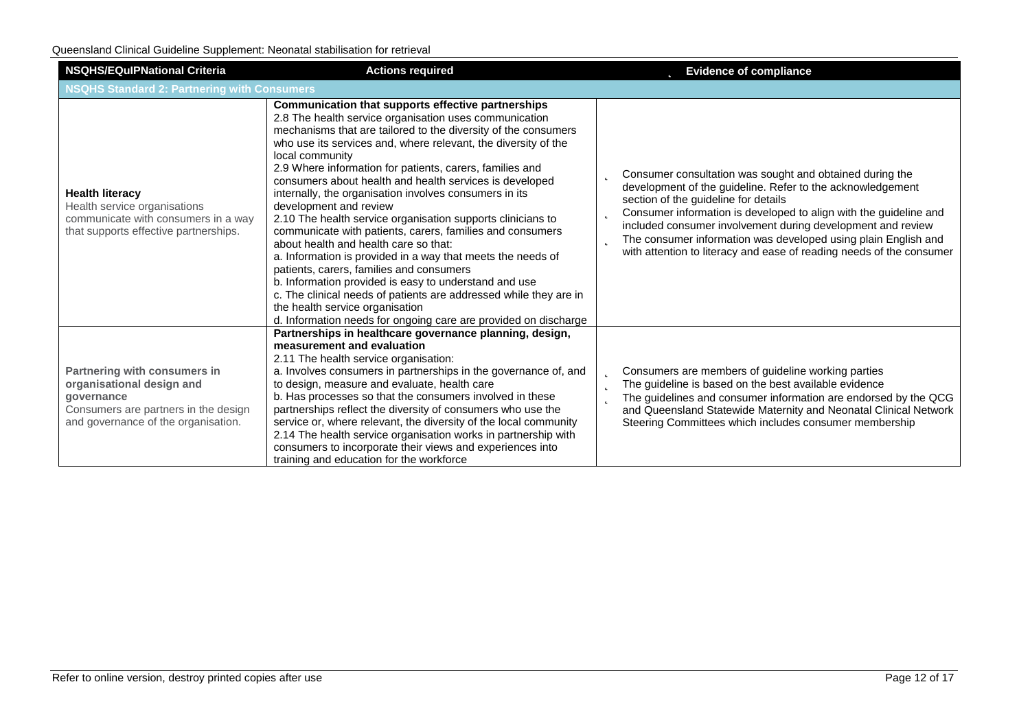| NSQHS/EQuIPNational Criteria | Actions required | Evidence of compliance |
|---|---|---|
| **NSQHS Standard 2: Partnering with Consumers** | | |
| **Health literacy**<br>Health service organisations communicate with consumers in a way that supports effective partnerships. | **Communication that supports effective partnerships**<br>2.8 The health service organisation uses communication mechanisms that are tailored to the diversity of the consumers who use its services and, where relevant, the diversity of the local community<br>2.9 Where information for patients, carers, families and consumers about health and health services is developed internally, the organisation involves consumers in its development and review<br>2.10 The health service organisation supports clinicians to communicate with patients, carers, families and consumers about health and health care so that:<br>a. Information is provided in a way that meets the needs of patients, carers, families and consumers<br>b. Information provided is easy to understand and use<br>c. The clinical needs of patients are addressed while they are in the health service organisation<br>d. Information needs for ongoing care are provided on discharge | - Consumer consultation was sought and obtained during the development of the guideline. Refer to the acknowledgement section of the guideline for details<br>- Consumer information is developed to align with the guideline and included consumer involvement during development and review<br>- The consumer information was developed using plain English and with attention to literacy and ease of reading needs of the consumer |
| **Partnering with consumers in organisational design and governance**<br>Consumers are partners in the design and governance of the organisation. | **Partnerships in healthcare governance planning, design, measurement and evaluation**<br>2.11 The health service organisation:<br>a. Involves consumers in partnerships in the governance of, and to design, measure and evaluate, health care<br>b. Has processes so that the consumers involved in these partnerships reflect the diversity of consumers who use the service or, where relevant, the diversity of the local community<br>2.14 The health service organisation works in partnership with consumers to incorporate their views and experiences into training and education for the workforce | - Consumers are members of guideline working parties<br>- The guideline is based on the best available evidence<br>- The guidelines and consumer information are endorsed by the QCG and Queensland Statewide Maternity and Neonatal Clinical Network Steering Committees which includes consumer membership |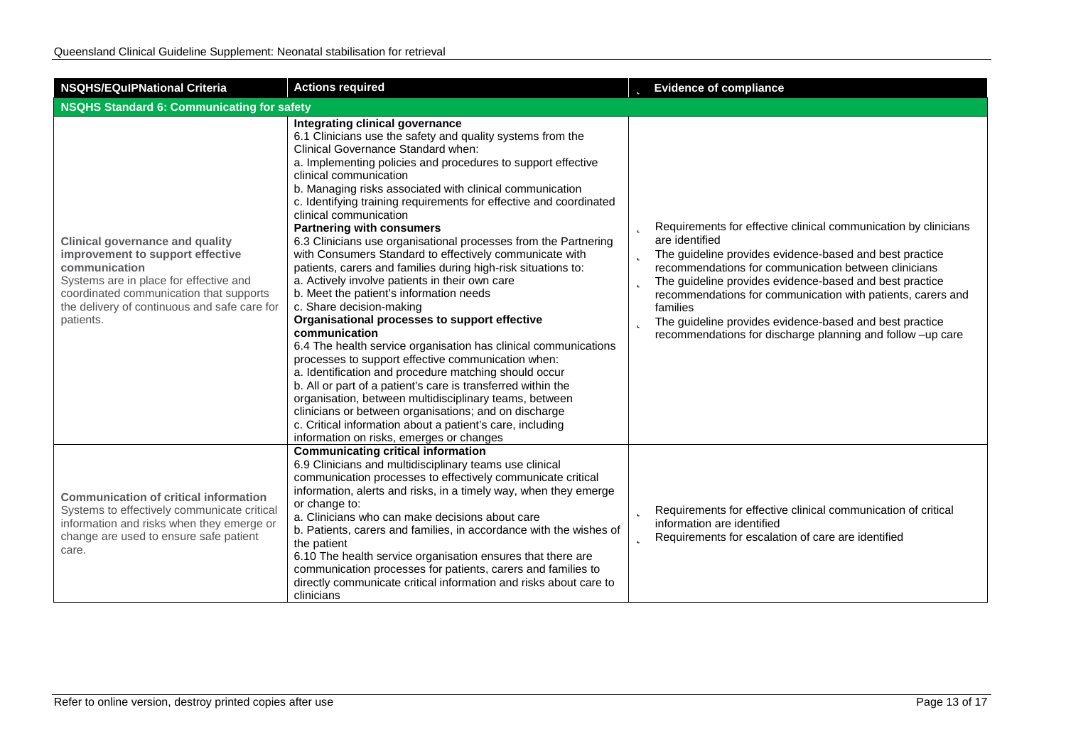| NSQHS/EQuIPNational Criteria | Actions required | Evidence of compliance |
|---|---|---|
| **NSQHS Standard 6: Communicating for safety** | | |
| **Clinical governance and quality improvement to support effective communication**<br>Systems are in place for effective and coordinated communication that supports the delivery of continuous and safe care for patients. | **Integrating clinical governance**<br>6.1 Clinicians use the safety and quality systems from the Clinical Governance Standard when:<br>a. Implementing policies and procedures to support effective clinical communication<br>b. Managing risks associated with clinical communication<br>c. Identifying training requirements for effective and coordinated clinical communication<br>**Partnering with consumers**<br>6.3 Clinicians use organisational processes from the Partnering with Consumers Standard to effectively communicate with patients, carers and families during high-risk situations to:<br>a. Actively involve patients in their own care<br>b. Meet the patient's information needs<br>c. Share decision-making<br>**Organisational processes to support effective communication**<br>6.4 The health service organisation has clinical communications processes to support effective communication when:<br>a. Identification and procedure matching should occur<br>b. All or part of a patient's care is transferred within the organisation, between multidisciplinary teams, between clinicians or between organisations; and on discharge<br>c. Critical information about a patient's care, including information on risks, emerges or changes | • Requirements for effective clinical communication by clinicians are identified<br>• The guideline provides evidence-based and best practice recommendations for communication between clinicians<br>• The guideline provides evidence-based and best practice recommendations for communication with patients, carers and families<br>• The guideline provides evidence-based and best practice recommendations for discharge planning and follow –up care |
| **Communication of critical information**<br>Systems to effectively communicate critical information and risks when they emerge or change are used to ensure safe patient care. | **Communicating critical information**<br>6.9 Clinicians and multidisciplinary teams use clinical communication processes to effectively communicate critical information, alerts and risks, in a timely way, when they emerge or change to:<br>a. Clinicians who can make decisions about care<br>b. Patients, carers and families, in accordance with the wishes of the patient<br>6.10 The health service organisation ensures that there are communication processes for patients, carers and families to directly communicate critical information and risks about care to clinicians | • Requirements for effective clinical communication of critical information are identified<br>• Requirements for escalation of care are identified |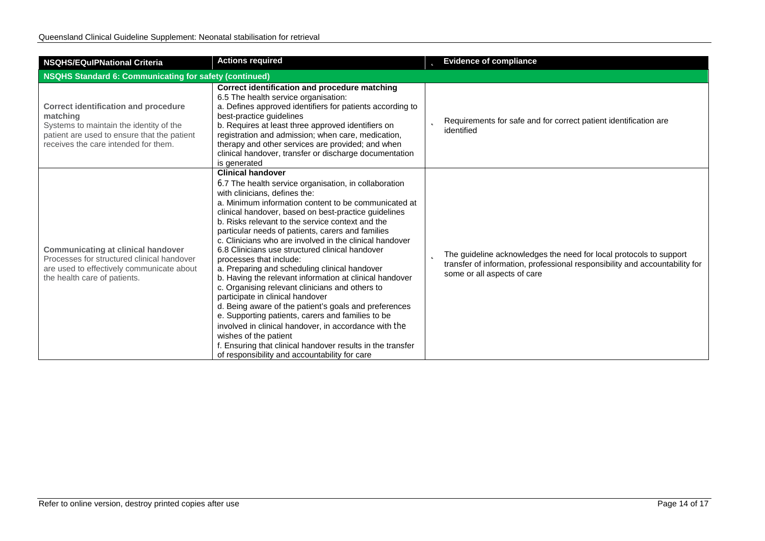| NSQHS/EQuIPNational Criteria | Actions required | Evidence of compliance |
|---|---|---|
| **NSQHS Standard 6: Communicating for safety (continued)** | | |
| **Correct identification and procedure matching**<br>Systems to maintain the identity of the patient are used to ensure that the patient receives the care intended for them. | **Correct identification and procedure matching**<br>6.5 The health service organisation:<br>a. Defines approved identifiers for patients according to best-practice guidelines<br>b. Requires at least three approved identifiers on registration and admission; when care, medication, therapy and other services are provided; and when clinical handover, transfer or discharge documentation is generated | Requirements for safe and for correct patient identification are identified |
| **Communicating at clinical handover**<br>Processes for structured clinical handover are used to effectively communicate about the health care of patients. | **Clinical handover**<br>6.7 The health service organisation, in collaboration with clinicians, defines the:<br>a. Minimum information content to be communicated at clinical handover, based on best-practice guidelines<br>b. Risks relevant to the service context and the particular needs of patients, carers and families<br>c. Clinicians who are involved in the clinical handover<br>6.8 Clinicians use structured clinical handover processes that include:<br>a. Preparing and scheduling clinical handover<br>b. Having the relevant information at clinical handover<br>c. Organising relevant clinicians and others to participate in clinical handover<br>d. Being aware of the patient's goals and preferences<br>e. Supporting patients, carers and families to be involved in clinical handover, in accordance with the wishes of the patient<br>f. Ensuring that clinical handover results in the transfer of responsibility and accountability for care | The guideline acknowledges the need for local protocols to support transfer of information, professional responsibility and accountability for some or all aspects of care |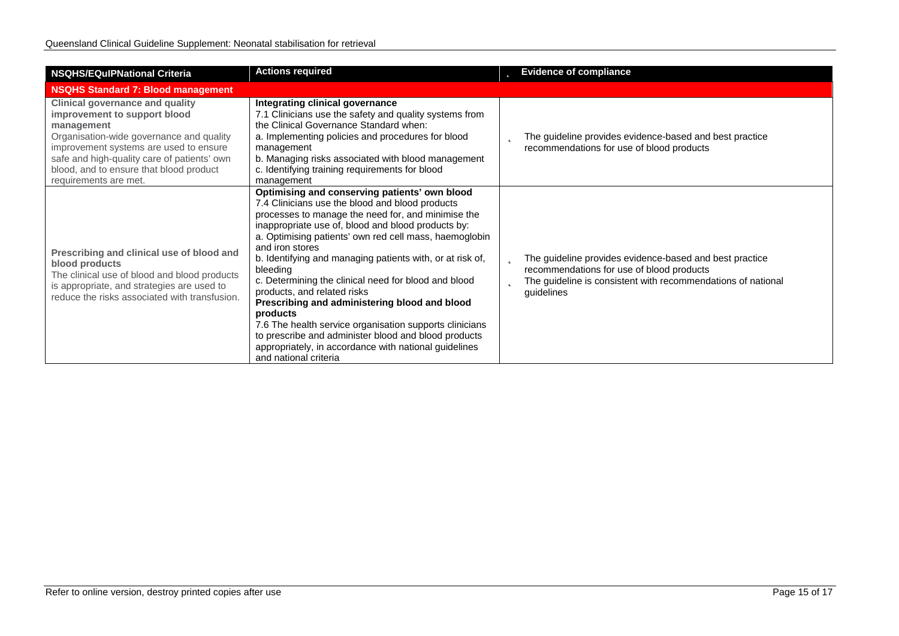| NSQHS/EQuIPNational Criteria | Actions required | Evidence of compliance |
|---|---|---|
| **NSQHS Standard 7: Blood management** | | |
| **Clinical governance and quality improvement to support blood management**<br>Organisation-wide governance and quality improvement systems are used to ensure safe and high-quality care of patients' own blood, and to ensure that blood product requirements are met. | **Integrating clinical governance**<br>7.1 Clinicians use the safety and quality systems from the Clinical Governance Standard when:<br>a. Implementing policies and procedures for blood management<br>b. Managing risks associated with blood management<br>c. Identifying training requirements for blood management | - The guideline provides evidence-based and best practice recommendations for use of blood products |
| **Prescribing and clinical use of blood and blood products**<br>The clinical use of blood and blood products is appropriate, and strategies are used to reduce the risks associated with transfusion. | **Optimising and conserving patients' own blood**<br>7.4 Clinicians use the blood and blood products processes to manage the need for, and minimise the inappropriate use of, blood and blood products by:<br>a. Optimising patients' own red cell mass, haemoglobin and iron stores<br>b. Identifying and managing patients with, or at risk of, bleeding<br>c. Determining the clinical need for blood and blood products, and related risks<br>**Prescribing and administering blood and blood products**<br>7.6 The health service organisation supports clinicians to prescribe and administer blood and blood products appropriately, in accordance with national guidelines and national criteria | - The guideline provides evidence-based and best practice recommendations for use of blood products<br>- The guideline is consistent with recommendations of national guidelines |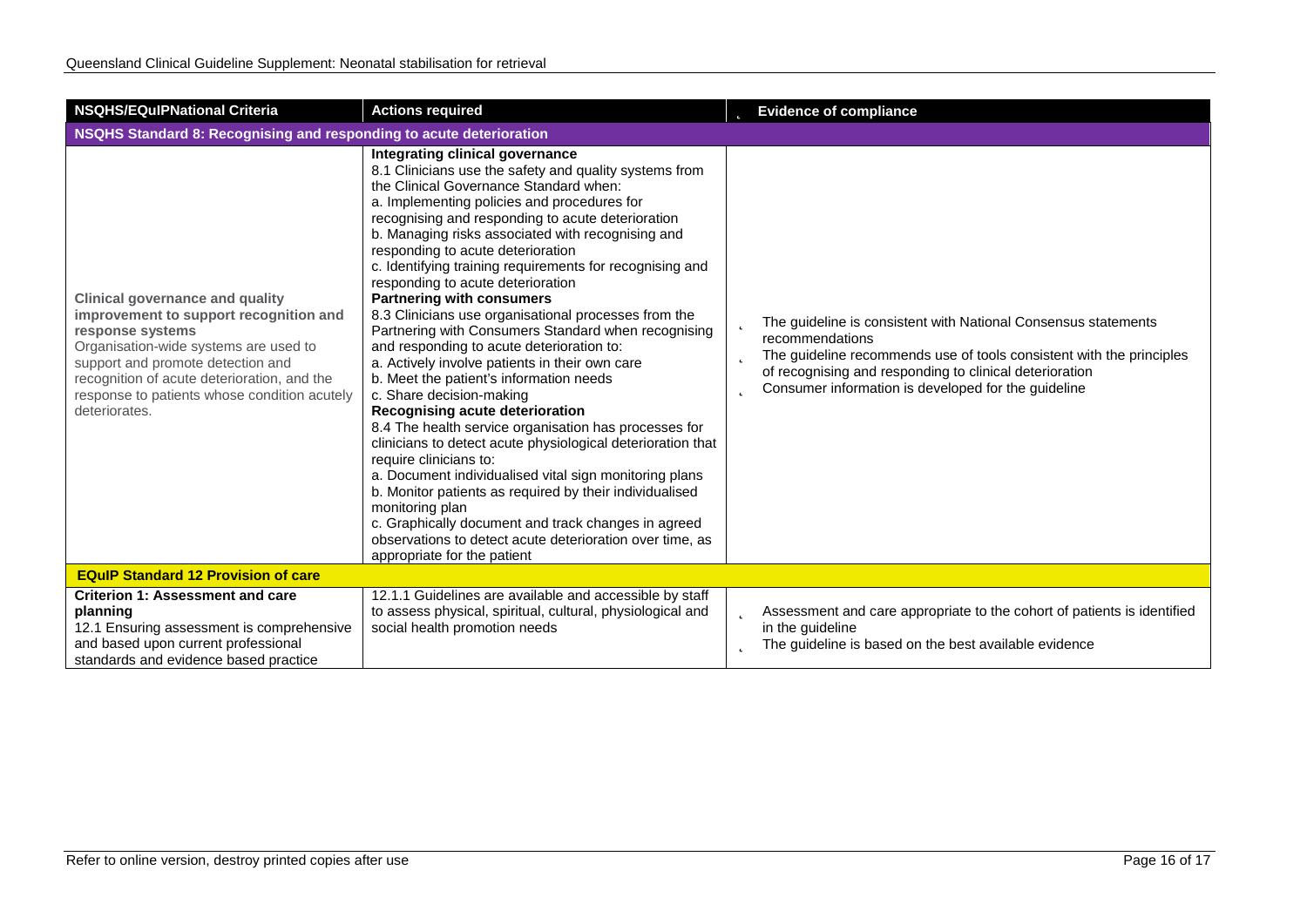| NSQHS/EQuIPNational Criteria | Actions required | Evidence of compliance |
|---|---|---|
| **NSQHS Standard 8: Recognising and responding to acute deterioration** | | |
| **Clinical governance and quality improvement to support recognition and response systems**<br>Organisation-wide systems are used to support and promote detection and recognition of acute deterioration, and the response to patients whose condition acutely deteriorates. | **Integrating clinical governance**<br>8.1 Clinicians use the safety and quality systems from the Clinical Governance Standard when:<br>a. Implementing policies and procedures for recognising and responding to acute deterioration<br>b. Managing risks associated with recognising and responding to acute deterioration<br>c. Identifying training requirements for recognising and responding to acute deterioration<br>**Partnering with consumers**<br>8.3 Clinicians use organisational processes from the Partnering with Consumers Standard when recognising and responding to acute deterioration to:<br>a. Actively involve patients in their own care<br>b. Meet the patient's information needs<br>c. Share decision-making<br>**Recognising acute deterioration**<br>8.4 The health service organisation has processes for clinicians to detect acute physiological deterioration that require clinicians to:<br>a. Document individualised vital sign monitoring plans<br>b. Monitor patients as required by their individualised monitoring plan<br>c. Graphically document and track changes in agreed observations to detect acute deterioration over time, as appropriate for the patient | - The guideline is consistent with National Consensus statements recommendations<br>- The guideline recommends use of tools consistent with the principles of recognising and responding to clinical deterioration<br>- Consumer information is developed for the guideline |
| **EQuIP Standard 12 Provision of care** | | |
| **Criterion 1: Assessment and care planning**<br>12.1 Ensuring assessment is comprehensive and based upon current professional standards and evidence based practice | 12.1.1 Guidelines are available and accessible by staff to assess physical, spiritual, cultural, physiological and social health promotion needs | - Assessment and care appropriate to the cohort of patients is identified in the guideline<br>- The guideline is based on the best available evidence |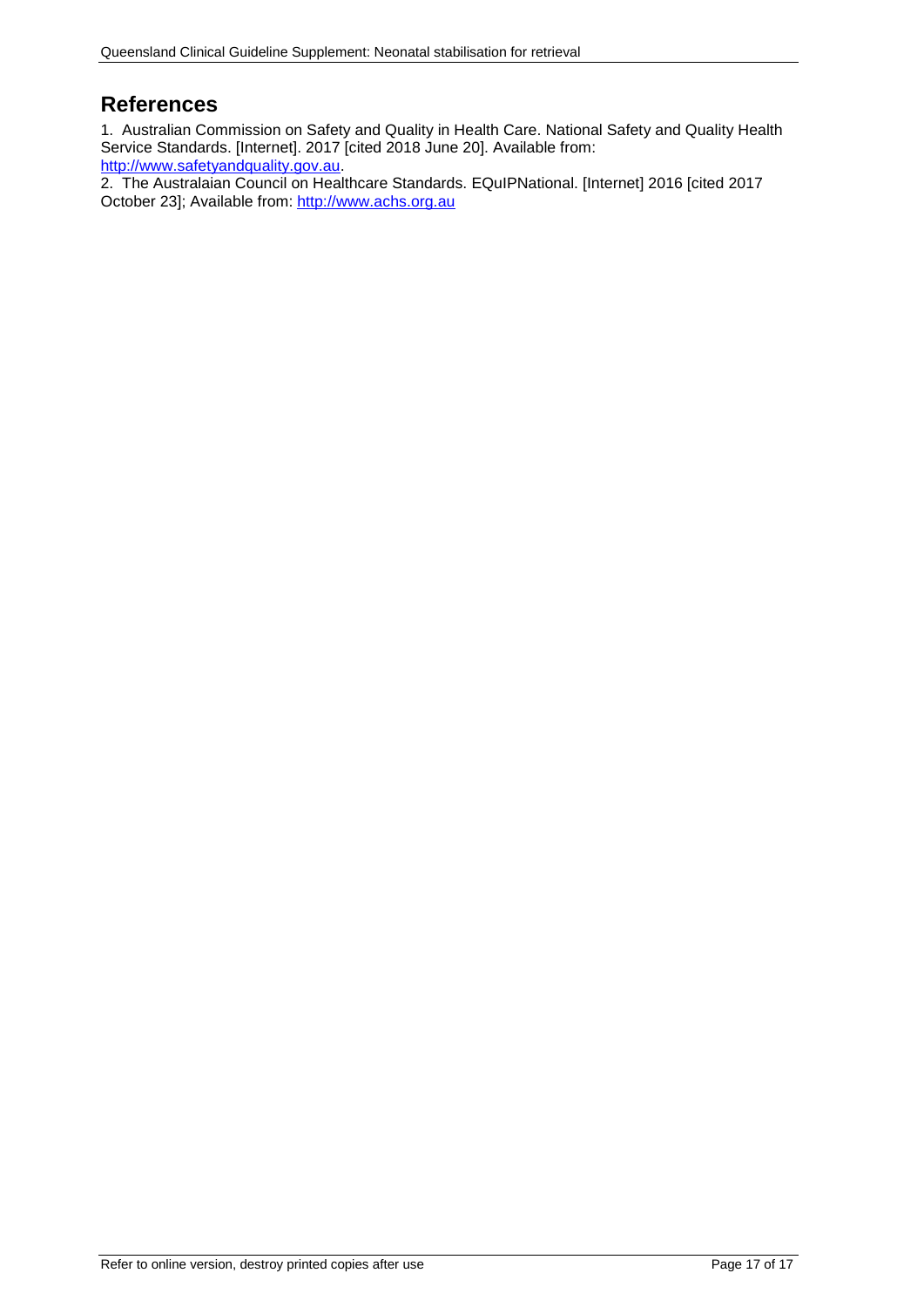# References

1. Australian Commission on Safety and Quality in Health Care. National Safety and Quality Health Service Standards. [Internet]. 2017 [cited 2018 June 20]. Available from: http://www.safetyandquality.gov.au.
2. The Australaian Council on Healthcare Standards. EQuIPNational. [Internet] 2016 [cited 2017 October 23]; Available from: http://www.achs.org.au